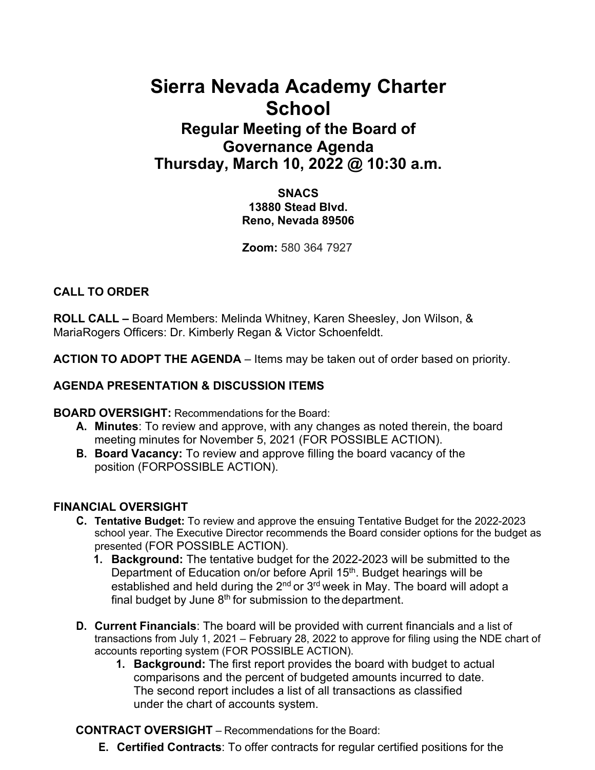# Sierra Nevada Academy Charter School

## Regular Meeting of the Board of Governance Agenda

## Thursday, March 10, 2022 @ 10:30 a.m.

**SNACS**
**13880 Stead Blvd.**
**Reno, Nevada 89506**

**Zoom:** 580 364 7927

**CALL TO ORDER**

**ROLL CALL –** Board Members: Melinda Whitney, Karen Sheesley, Jon Wilson, & MariaRogers Officers: Dr. Kimberly Regan & Victor Schoenfeldt.

**ACTION TO ADOPT THE AGENDA** – Items may be taken out of order based on priority.

**AGENDA PRESENTATION & DISCUSSION ITEMS**

**BOARD OVERSIGHT:** Recommendations for the Board:

- **A. Minutes**: To review and approve, with any changes as noted therein, the board meeting minutes for November 5, 2021 (FOR POSSIBLE ACTION).
- **B. Board Vacancy:** To review and approve filling the board vacancy of the position (FORPOSSIBLE ACTION).

**FINANCIAL OVERSIGHT**

- **C. Tentative Budget:** To review and approve the ensuing Tentative Budget for the 2022-2023 school year. The Executive Director recommends the Board consider options for the budget as presented (FOR POSSIBLE ACTION).
  1. **Background:** The tentative budget for the 2022-2023 will be submitted to the Department of Education on/or before April 15th. Budget hearings will be established and held during the 2nd or 3rd week in May. The board will adopt a final budget by June 8th for submission to the department.
- **D. Current Financials**: The board will be provided with current financials and a list of transactions from July 1, 2021 – February 28, 2022 to approve for filing using the NDE chart of accounts reporting system (FOR POSSIBLE ACTION).
  1. **Background:** The first report provides the board with budget to actual comparisons and the percent of budgeted amounts incurred to date. The second report includes a list of all transactions as classified under the chart of accounts system.

**CONTRACT OVERSIGHT** – Recommendations for the Board:

- **E. Certified Contracts**: To offer contracts for regular certified positions for the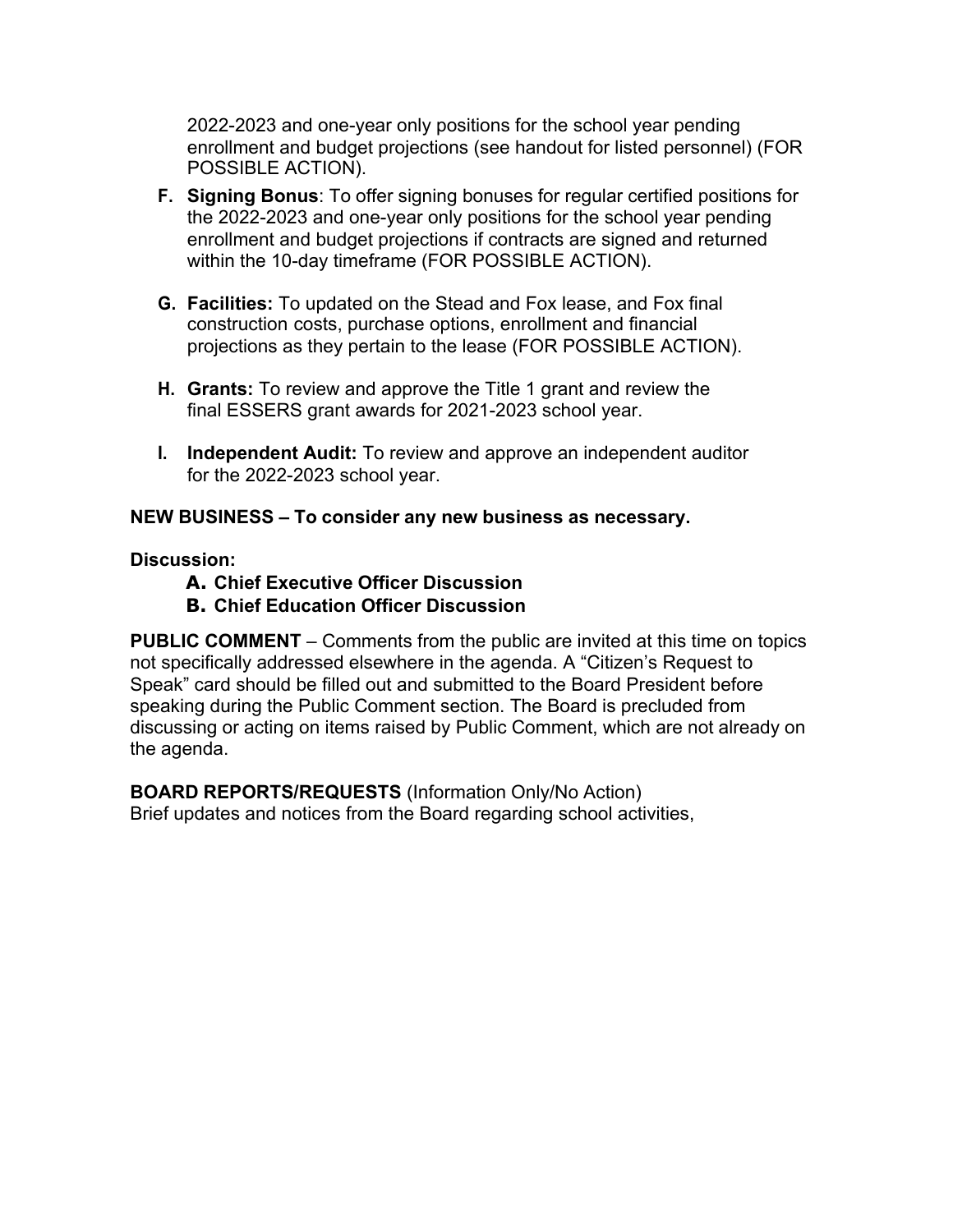2022-2023 and one-year only positions for the school year pending enrollment and budget projections (see handout for listed personnel) (FOR POSSIBLE ACTION).

F. **Signing Bonus**: To offer signing bonuses for regular certified positions for the 2022-2023 and one-year only positions for the school year pending enrollment and budget projections if contracts are signed and returned within the 10-day timeframe (FOR POSSIBLE ACTION).

G. **Facilities:** To updated on the Stead and Fox lease, and Fox final construction costs, purchase options, enrollment and financial projections as they pertain to the lease (FOR POSSIBLE ACTION).

H. **Grants:** To review and approve the Title 1 grant and review the final ESSERS grant awards for 2021-2023 school year.

I. **Independent Audit:** To review and approve an independent auditor for the 2022-2023 school year.

**NEW BUSINESS – To consider any new business as necessary.**

**Discussion:**

- **A. Chief Executive Officer Discussion**
- **B. Chief Education Officer Discussion**

**PUBLIC COMMENT** – Comments from the public are invited at this time on topics not specifically addressed elsewhere in the agenda. A "Citizen's Request to Speak" card should be filled out and submitted to the Board President before speaking during the Public Comment section. The Board is precluded from discussing or acting on items raised by Public Comment, which are not already on the agenda.

**BOARD REPORTS/REQUESTS** (Information Only/No Action)
Brief updates and notices from the Board regarding school activities,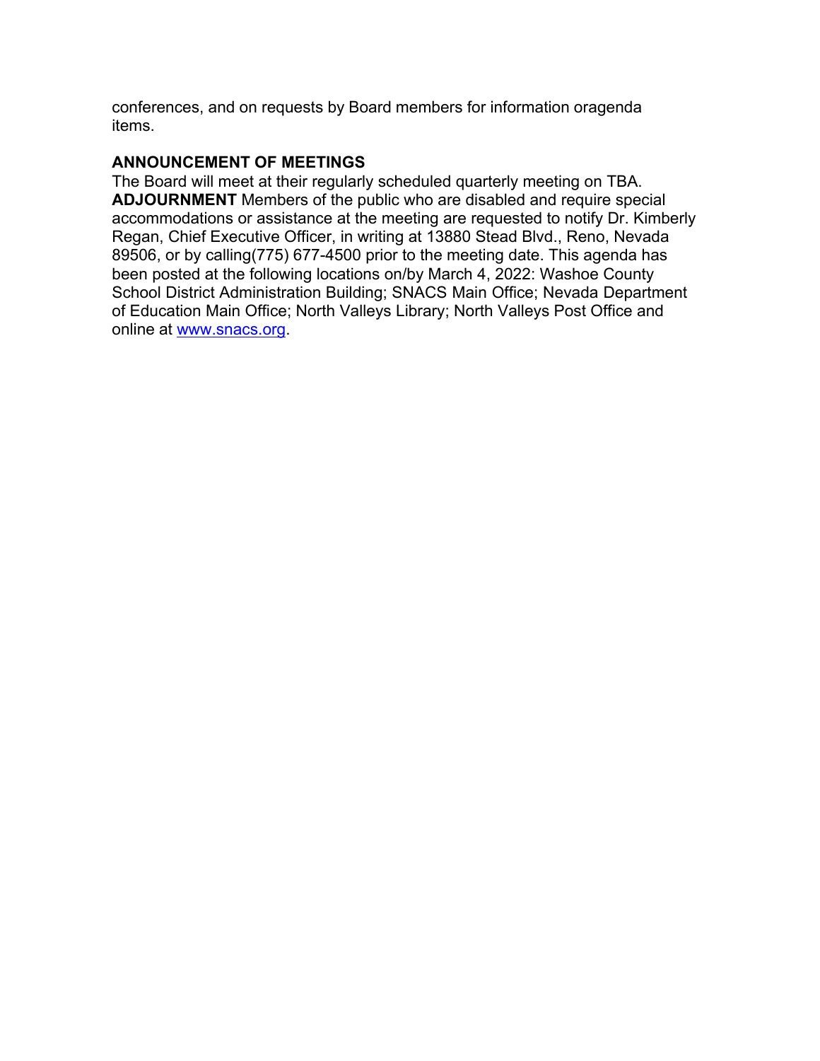conferences, and on requests by Board members for information oragenda items.

**ANNOUNCEMENT OF MEETINGS**

The Board will meet at their regularly scheduled quarterly meeting on TBA.

**ADJOURNMENT** Members of the public who are disabled and require special accommodations or assistance at the meeting are requested to notify Dr. Kimberly Regan, Chief Executive Officer, in writing at 13880 Stead Blvd., Reno, Nevada 89506, or by calling(775) 677-4500 prior to the meeting date. This agenda has been posted at the following locations on/by March 4, 2022: Washoe County School District Administration Building; SNACS Main Office; Nevada Department of Education Main Office; North Valleys Library; North Valleys Post Office and online at [www.snacs.org](http://www.snacs.org).